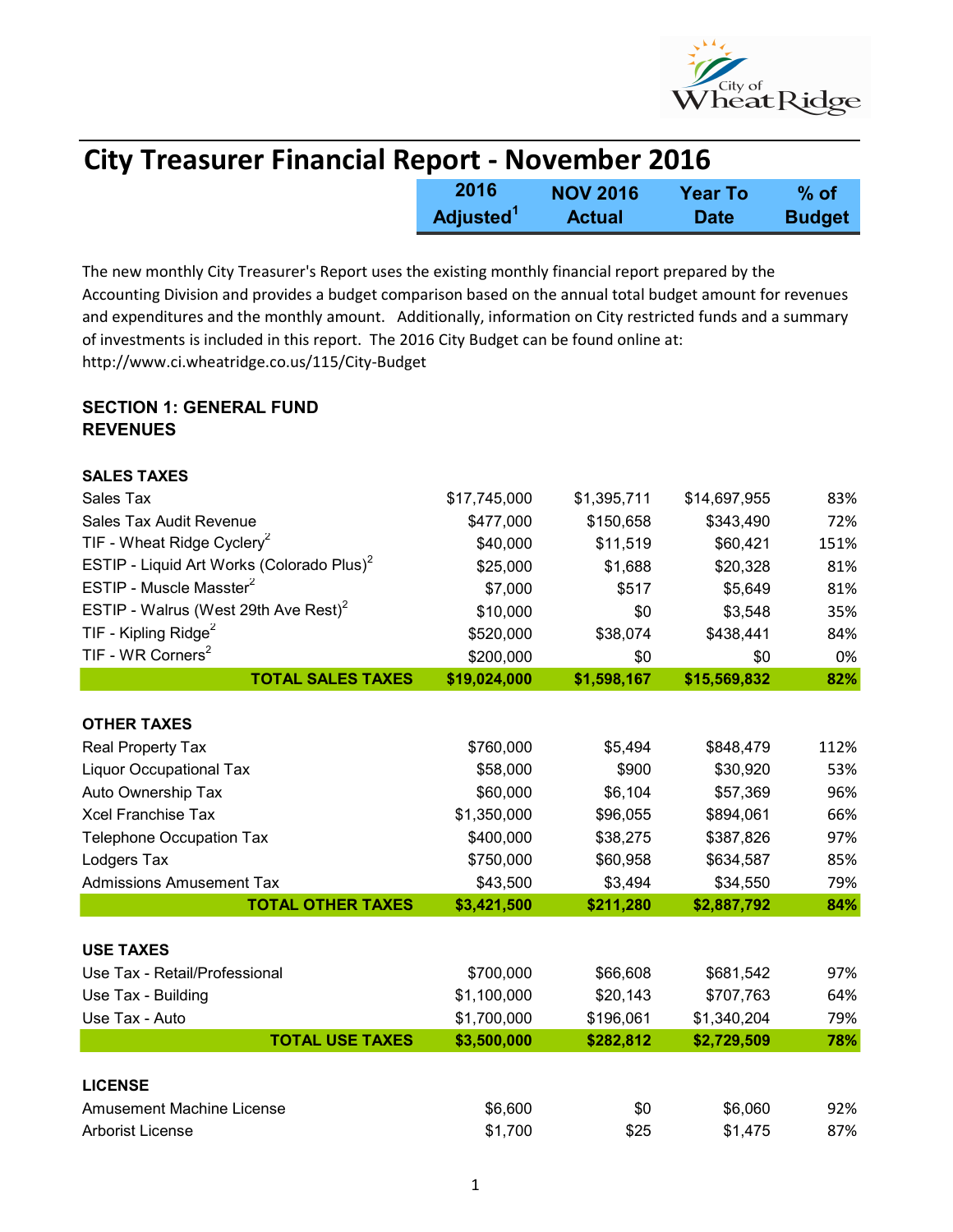# City Treasurer Financial Report - November 2016

The new monthly City Treasurer's Report uses the existing monthly financial report prepared by the Accounting Division and provides a budget comparison based on the annual total budget amount for revenues and expenditures and the monthly amount. Additionally, information on City restricted funds and a summary of investments is included in this report. The 2016 City Budget can be found online at: http://www.ci.wheatridge.co.us/115/City-Budget

## SECTION 1: GENERAL FUND REVENUES

| | 2016 Adjusted[1] | NOV 2016 Actual | Year To Date | % of Budget |
|---|---|---|---|---|
| **SALES TAXES** | | | | |
| Sales Tax | $17,745,000 | $1,395,711 | $14,697,955 | 83% |
| Sales Tax Audit Revenue | $477,000 | $150,658 | $343,490 | 72% |
| TIF - Wheat Ridge Cyclery[2] | $40,000 | $11,519 | $60,421 | 151% |
| ESTIP - Liquid Art Works (Colorado Plus)[2] | $25,000 | $1,688 | $20,328 | 81% |
| ESTIP - Muscle Masster[2] | $7,000 | $517 | $5,649 | 81% |
| ESTIP - Walrus (West 29th Ave Rest)[2] | $10,000 | $0 | $3,548 | 35% |
| TIF - Kipling Ridge[2] | $520,000 | $38,074 | $438,441 | 84% |
| TIF - WR Corners[2] | $200,000 | $0 | $0 | 0% |
| **TOTAL SALES TAXES** | **$19,024,000** | **$1,598,167** | **$15,569,832** | **82%** |
| **OTHER TAXES** | | | | |
| Real Property Tax | $760,000 | $5,494 | $848,479 | 112% |
| Liquor Occupational Tax | $58,000 | $900 | $30,920 | 53% |
| Auto Ownership Tax | $60,000 | $6,104 | $57,369 | 96% |
| Xcel Franchise Tax | $1,350,000 | $96,055 | $894,061 | 66% |
| Telephone Occupation Tax | $400,000 | $38,275 | $387,826 | 97% |
| Lodgers Tax | $750,000 | $60,958 | $634,587 | 85% |
| Admissions Amusement Tax | $43,500 | $3,494 | $34,550 | 79% |
| **TOTAL OTHER TAXES** | **$3,421,500** | **$211,280** | **$2,887,792** | **84%** |
| **USE TAXES** | | | | |
| Use Tax - Retail/Professional | $700,000 | $66,608 | $681,542 | 97% |
| Use Tax - Building | $1,100,000 | $20,143 | $707,763 | 64% |
| Use Tax - Auto | $1,700,000 | $196,061 | $1,340,204 | 79% |
| **TOTAL USE TAXES** | **$3,500,000** | **$282,812** | **$2,729,509** | **78%** |
| **LICENSE** | | | | |
| Amusement Machine License | $6,600 | $0 | $6,060 | 92% |
| Arborist License | $1,700 | $25 | $1,475 | 87% |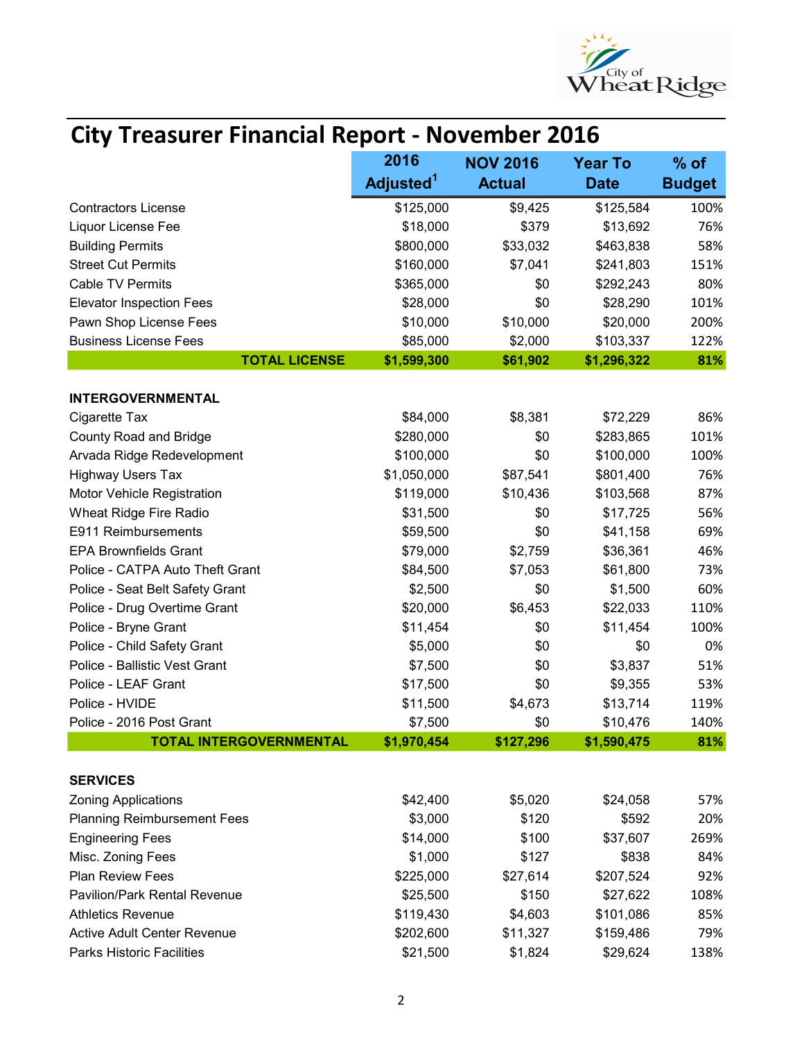# City Treasurer Financial Report - November 2016

| | 2016 Adjusted[1] | NOV 2016 Actual | Year To Date | % of Budget |
|---|---|---|---|---|
| Contractors License | $125,000 | $9,425 | $125,584 | 100% |
| Liquor License Fee | $18,000 | $379 | $13,692 | 76% |
| Building Permits | $800,000 | $33,032 | $463,838 | 58% |
| Street Cut Permits | $160,000 | $7,041 | $241,803 | 151% |
| Cable TV Permits | $365,000 | $0 | $292,243 | 80% |
| Elevator Inspection Fees | $28,000 | $0 | $28,290 | 101% |
| Pawn Shop License Fees | $10,000 | $10,000 | $20,000 | 200% |
| Business License Fees | $85,000 | $2,000 | $103,337 | 122% |
| **TOTAL LICENSE** | **$1,599,300** | **$61,902** | **$1,296,322** | **81%** |
| | | | | |
| **INTERGOVERNMENTAL** | | | | |
| Cigarette Tax | $84,000 | $8,381 | $72,229 | 86% |
| County Road and Bridge | $280,000 | $0 | $283,865 | 101% |
| Arvada Ridge Redevelopment | $100,000 | $0 | $100,000 | 100% |
| Highway Users Tax | $1,050,000 | $87,541 | $801,400 | 76% |
| Motor Vehicle Registration | $119,000 | $10,436 | $103,568 | 87% |
| Wheat Ridge Fire Radio | $31,500 | $0 | $17,725 | 56% |
| E911 Reimbursements | $59,500 | $0 | $41,158 | 69% |
| EPA Brownfields Grant | $79,000 | $2,759 | $36,361 | 46% |
| Police - CATPA Auto Theft Grant | $84,500 | $7,053 | $61,800 | 73% |
| Police - Seat Belt Safety Grant | $2,500 | $0 | $1,500 | 60% |
| Police - Drug Overtime Grant | $20,000 | $6,453 | $22,033 | 110% |
| Police - Bryne Grant | $11,454 | $0 | $11,454 | 100% |
| Police - Child Safety Grant | $5,000 | $0 | $0 | 0% |
| Police - Ballistic Vest Grant | $7,500 | $0 | $3,837 | 51% |
| Police - LEAF Grant | $17,500 | $0 | $9,355 | 53% |
| Police - HVIDE | $11,500 | $4,673 | $13,714 | 119% |
| Police - 2016 Post Grant | $7,500 | $0 | $10,476 | 140% |
| **TOTAL INTERGOVERNMENTAL** | **$1,970,454** | **$127,296** | **$1,590,475** | **81%** |
| | | | | |
| **SERVICES** | | | | |
| Zoning Applications | $42,400 | $5,020 | $24,058 | 57% |
| Planning Reimbursement Fees | $3,000 | $120 | $592 | 20% |
| Engineering Fees | $14,000 | $100 | $37,607 | 269% |
| Misc. Zoning Fees | $1,000 | $127 | $838 | 84% |
| Plan Review Fees | $225,000 | $27,614 | $207,524 | 92% |
| Pavilion/Park Rental Revenue | $25,500 | $150 | $27,622 | 108% |
| Athletics Revenue | $119,430 | $4,603 | $101,086 | 85% |
| Active Adult Center Revenue | $202,600 | $11,327 | $159,486 | 79% |
| Parks Historic Facilities | $21,500 | $1,824 | $29,624 | 138% |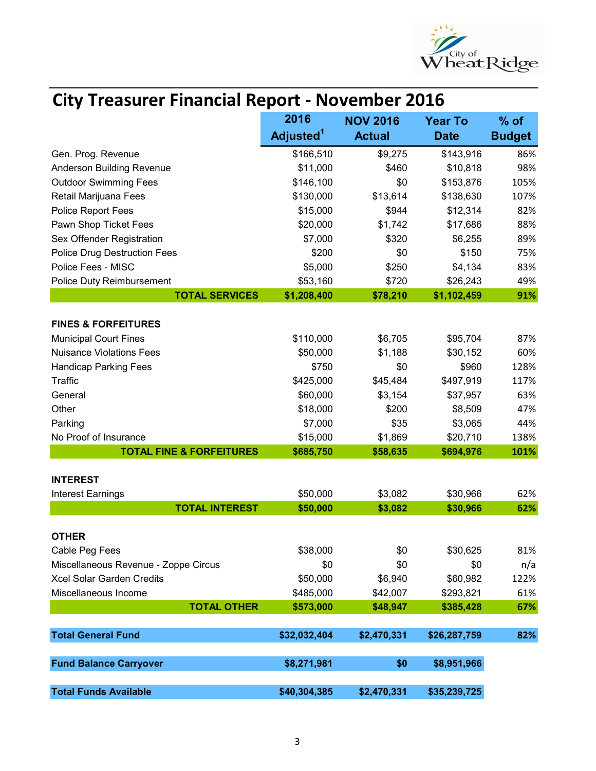# City Treasurer Financial Report - November 2016

| | 2016 Adjusted[1] | NOV 2016 Actual | Year To Date | % of Budget |
|---|---|---|---|---|
| Gen. Prog. Revenue | $166,510 | $9,275 | $143,916 | 86% |
| Anderson Building Revenue | $11,000 | $460 | $10,818 | 98% |
| Outdoor Swimming Fees | $146,100 | $0 | $153,876 | 105% |
| Retail Marijuana Fees | $130,000 | $13,614 | $138,630 | 107% |
| Police Report Fees | $15,000 | $944 | $12,314 | 82% |
| Pawn Shop Ticket Fees | $20,000 | $1,742 | $17,686 | 88% |
| Sex Offender Registration | $7,000 | $320 | $6,255 | 89% |
| Police Drug Destruction Fees | $200 | $0 | $150 | 75% |
| Police Fees - MISC | $5,000 | $250 | $4,134 | 83% |
| Police Duty Reimbursement | $53,160 | $720 | $26,243 | 49% |
| **TOTAL SERVICES** | **$1,208,400** | **$78,210** | **$1,102,459** | **91%** |
| | | | | |
| **FINES & FORFEITURES** | | | | |
| Municipal Court Fines | $110,000 | $6,705 | $95,704 | 87% |
| Nuisance Violations Fees | $50,000 | $1,188 | $30,152 | 60% |
| Handicap Parking Fees | $750 | $0 | $960 | 128% |
| Traffic | $425,000 | $45,484 | $497,919 | 117% |
| General | $60,000 | $3,154 | $37,957 | 63% |
| Other | $18,000 | $200 | $8,509 | 47% |
| Parking | $7,000 | $35 | $3,065 | 44% |
| No Proof of Insurance | $15,000 | $1,869 | $20,710 | 138% |
| **TOTAL FINE & FORFEITURES** | **$685,750** | **$58,635** | **$694,976** | **101%** |
| | | | | |
| **INTEREST** | | | | |
| Interest Earnings | $50,000 | $3,082 | $30,966 | 62% |
| **TOTAL INTEREST** | **$50,000** | **$3,082** | **$30,966** | **62%** |
| | | | | |
| **OTHER** | | | | |
| Cable Peg Fees | $38,000 | $0 | $30,625 | 81% |
| Miscellaneous Revenue - Zoppe Circus | $0 | $0 | $0 | n/a |
| Xcel Solar Garden Credits | $50,000 | $6,940 | $60,982 | 122% |
| Miscellaneous Income | $485,000 | $42,007 | $293,821 | 61% |
| **TOTAL OTHER** | **$573,000** | **$48,947** | **$385,428** | **67%** |
| | | | | |
| **Total General Fund** | **$32,032,404** | **$2,470,331** | **$26,287,759** | **82%** |
| | | | | |
| **Fund Balance Carryover** | **$8,271,981** | **$0** | **$8,951,966** | |
| | | | | |
| **Total Funds Available** | **$40,304,385** | **$2,470,331** | **$35,239,725** | |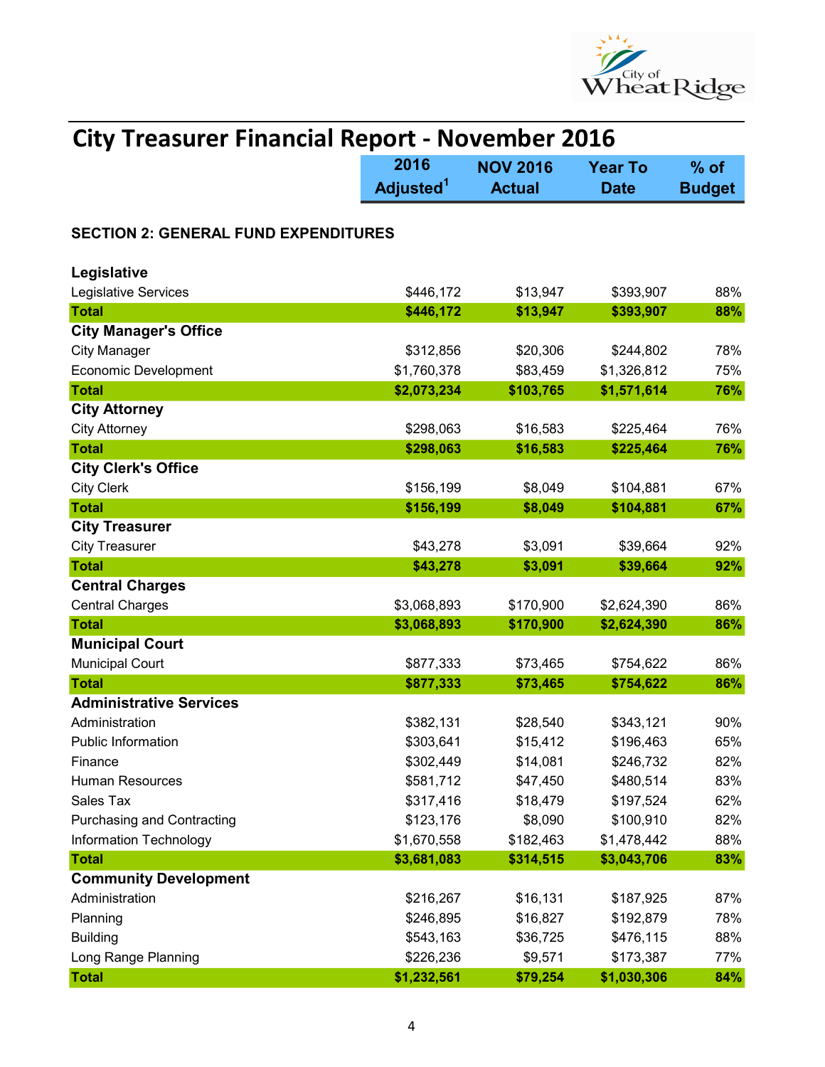# City Treasurer Financial Report - November 2016

| | 2016 Adjusted[1] | NOV 2016 Actual | Year To Date | % of Budget |
|---|---|---|---|---|
| **SECTION 2: GENERAL FUND EXPENDITURES** | | | | |
| **Legislative** | | | | |
| Legislative Services | $446,172 | $13,947 | $393,907 | 88% |
| **Total** | **$446,172** | **$13,947** | **$393,907** | **88%** |
| **City Manager's Office** | | | | |
| City Manager | $312,856 | $20,306 | $244,802 | 78% |
| Economic Development | $1,760,378 | $83,459 | $1,326,812 | 75% |
| **Total** | **$2,073,234** | **$103,765** | **$1,571,614** | **76%** |
| **City Attorney** | | | | |
| City Attorney | $298,063 | $16,583 | $225,464 | 76% |
| **Total** | **$298,063** | **$16,583** | **$225,464** | **76%** |
| **City Clerk's Office** | | | | |
| City Clerk | $156,199 | $8,049 | $104,881 | 67% |
| **Total** | **$156,199** | **$8,049** | **$104,881** | **67%** |
| **City Treasurer** | | | | |
| City Treasurer | $43,278 | $3,091 | $39,664 | 92% |
| **Total** | **$43,278** | **$3,091** | **$39,664** | **92%** |
| **Central Charges** | | | | |
| Central Charges | $3,068,893 | $170,900 | $2,624,390 | 86% |
| **Total** | **$3,068,893** | **$170,900** | **$2,624,390** | **86%** |
| **Municipal Court** | | | | |
| Municipal Court | $877,333 | $73,465 | $754,622 | 86% |
| **Total** | **$877,333** | **$73,465** | **$754,622** | **86%** |
| **Administrative Services** | | | | |
| Administration | $382,131 | $28,540 | $343,121 | 90% |
| Public Information | $303,641 | $15,412 | $196,463 | 65% |
| Finance | $302,449 | $14,081 | $246,732 | 82% |
| Human Resources | $581,712 | $47,450 | $480,514 | 83% |
| Sales Tax | $317,416 | $18,479 | $197,524 | 62% |
| Purchasing and Contracting | $123,176 | $8,090 | $100,910 | 82% |
| Information Technology | $1,670,558 | $182,463 | $1,478,442 | 88% |
| **Total** | **$3,681,083** | **$314,515** | **$3,043,706** | **83%** |
| **Community Development** | | | | |
| Administration | $216,267 | $16,131 | $187,925 | 87% |
| Planning | $246,895 | $16,827 | $192,879 | 78% |
| Building | $543,163 | $36,725 | $476,115 | 88% |
| Long Range Planning | $226,236 | $9,571 | $173,387 | 77% |
| **Total** | **$1,232,561** | **$79,254** | **$1,030,306** | **84%** |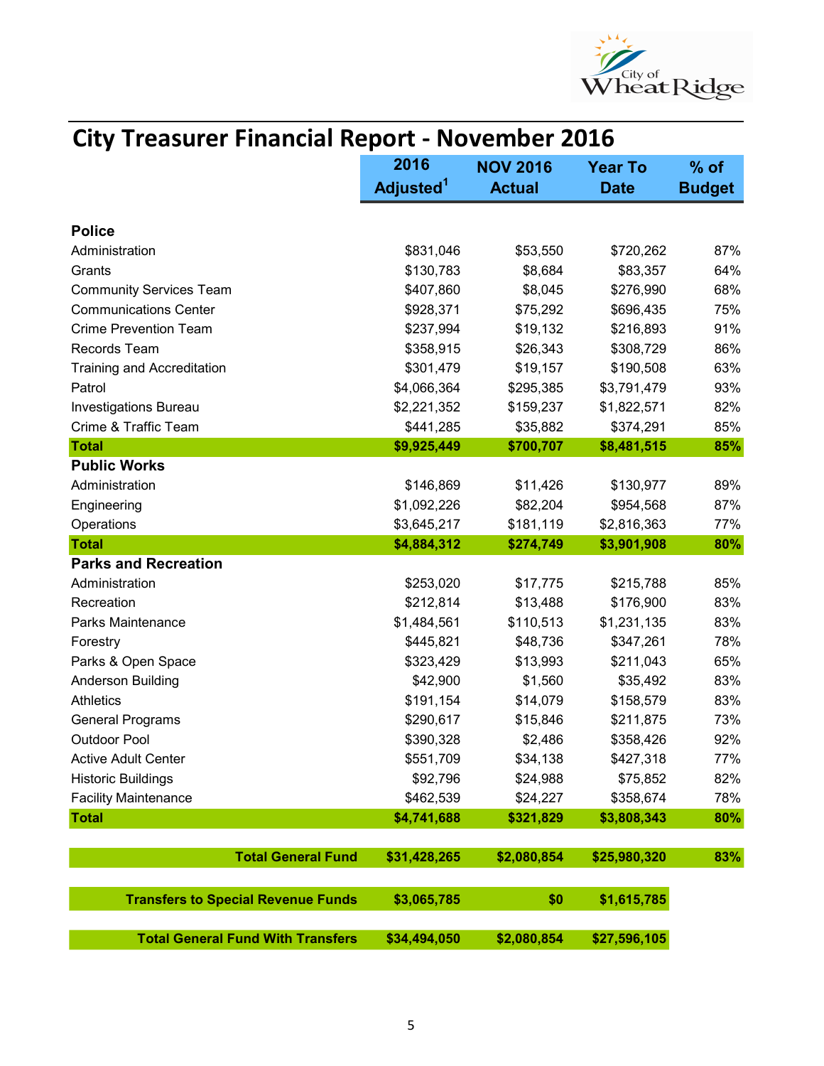# City Treasurer Financial Report - November 2016

| | 2016 Adjusted[1] | NOV 2016 Actual | Year To Date | % of Budget |
|---|---|---|---|---|
| **Police** | | | | |
| Administration | $831,046 | $53,550 | $720,262 | 87% |
| Grants | $130,783 | $8,684 | $83,357 | 64% |
| Community Services Team | $407,860 | $8,045 | $276,990 | 68% |
| Communications Center | $928,371 | $75,292 | $696,435 | 75% |
| Crime Prevention Team | $237,994 | $19,132 | $216,893 | 91% |
| Records Team | $358,915 | $26,343 | $308,729 | 86% |
| Training and Accreditation | $301,479 | $19,157 | $190,508 | 63% |
| Patrol | $4,066,364 | $295,385 | $3,791,479 | 93% |
| Investigations Bureau | $2,221,352 | $159,237 | $1,822,571 | 82% |
| Crime & Traffic Team | $441,285 | $35,882 | $374,291 | 85% |
| **Total** | **$9,925,449** | **$700,707** | **$8,481,515** | **85%** |
| **Public Works** | | | | |
| Administration | $146,869 | $11,426 | $130,977 | 89% |
| Engineering | $1,092,226 | $82,204 | $954,568 | 87% |
| Operations | $3,645,217 | $181,119 | $2,816,363 | 77% |
| **Total** | **$4,884,312** | **$274,749** | **$3,901,908** | **80%** |
| **Parks and Recreation** | | | | |
| Administration | $253,020 | $17,775 | $215,788 | 85% |
| Recreation | $212,814 | $13,488 | $176,900 | 83% |
| Parks Maintenance | $1,484,561 | $110,513 | $1,231,135 | 83% |
| Forestry | $445,821 | $48,736 | $347,261 | 78% |
| Parks & Open Space | $323,429 | $13,993 | $211,043 | 65% |
| Anderson Building | $42,900 | $1,560 | $35,492 | 83% |
| Athletics | $191,154 | $14,079 | $158,579 | 83% |
| General Programs | $290,617 | $15,846 | $211,875 | 73% |
| Outdoor Pool | $390,328 | $2,486 | $358,426 | 92% |
| Active Adult Center | $551,709 | $34,138 | $427,318 | 77% |
| Historic Buildings | $92,796 | $24,988 | $75,852 | 82% |
| Facility Maintenance | $462,539 | $24,227 | $358,674 | 78% |
| **Total** | **$4,741,688** | **$321,829** | **$3,808,343** | **80%** |
| **Total General Fund** | **$31,428,265** | **$2,080,854** | **$25,980,320** | **83%** |
| **Transfers to Special Revenue Funds** | **$3,065,785** | **$0** | **$1,615,785** | |
| **Total General Fund With Transfers** | **$34,494,050** | **$2,080,854** | **$27,596,105** | |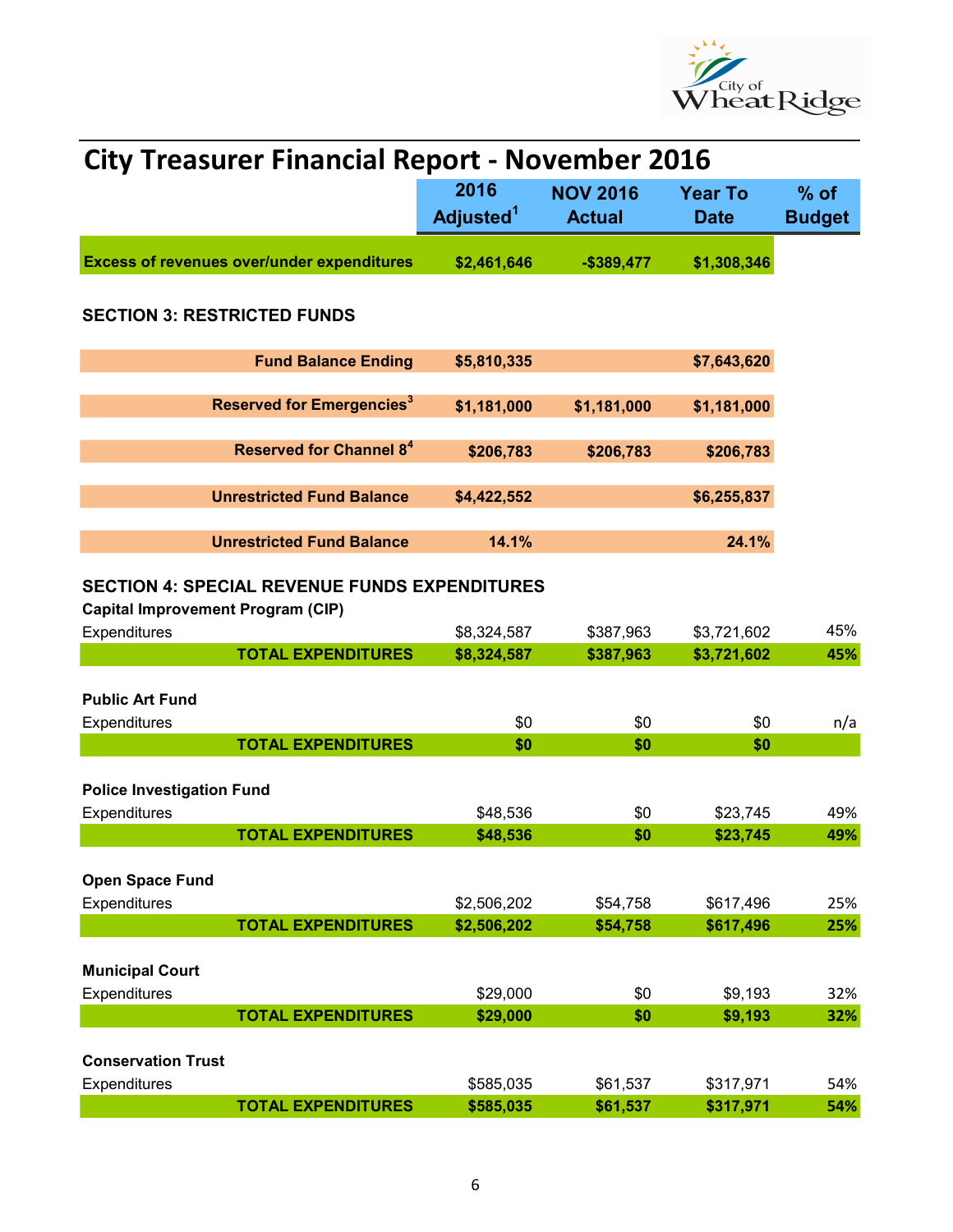# City Treasurer Financial Report - November 2016

| | 2016 Adjusted[1] | NOV 2016 Actual | Year To Date | % of Budget |
|---|---|---|---|---|
| **Excess of revenues over/under expenditures** | **$2,461,646** | **-$389,477** | **$1,308,346** | |

## SECTION 3: RESTRICTED FUNDS

| | 2016 Adjusted[1] | NOV 2016 Actual | Year To Date | % of Budget |
|---|---|---|---|---|
| **Fund Balance Ending** | **$5,810,335** | | **$7,643,620** | |
| **Reserved for Emergencies[3]** | **$1,181,000** | **$1,181,000** | **$1,181,000** | |
| **Reserved for Channel 8[4]** | **$206,783** | **$206,783** | **$206,783** | |
| **Unrestricted Fund Balance** | **$4,422,552** | | **$6,255,837** | |
| **Unrestricted Fund Balance** | **14.1%** | | **24.1%** | |

## SECTION 4: SPECIAL REVENUE FUNDS EXPENDITURES

| | 2016 Adjusted[1] | NOV 2016 Actual | Year To Date | % of Budget |
|---|---|---|---|---|
| **Capital Improvement Program (CIP)** | | | | |
| Expenditures | $8,324,587 | $387,963 | $3,721,602 | 45% |
| **TOTAL EXPENDITURES** | **$8,324,587** | **$387,963** | **$3,721,602** | **45%** |
| **Public Art Fund** | | | | |
| Expenditures | $0 | $0 | $0 | n/a |
| **TOTAL EXPENDITURES** | **$0** | **$0** | **$0** | |
| **Police Investigation Fund** | | | | |
| Expenditures | $48,536 | $0 | $23,745 | 49% |
| **TOTAL EXPENDITURES** | **$48,536** | **$0** | **$23,745** | **49%** |
| **Open Space Fund** | | | | |
| Expenditures | $2,506,202 | $54,758 | $617,496 | 25% |
| **TOTAL EXPENDITURES** | **$2,506,202** | **$54,758** | **$617,496** | **25%** |
| **Municipal Court** | | | | |
| Expenditures | $29,000 | $0 | $9,193 | 32% |
| **TOTAL EXPENDITURES** | **$29,000** | **$0** | **$9,193** | **32%** |
| **Conservation Trust** | | | | |
| Expenditures | $585,035 | $61,537 | $317,971 | 54% |
| **TOTAL EXPENDITURES** | **$585,035** | **$61,537** | **$317,971** | **54%** |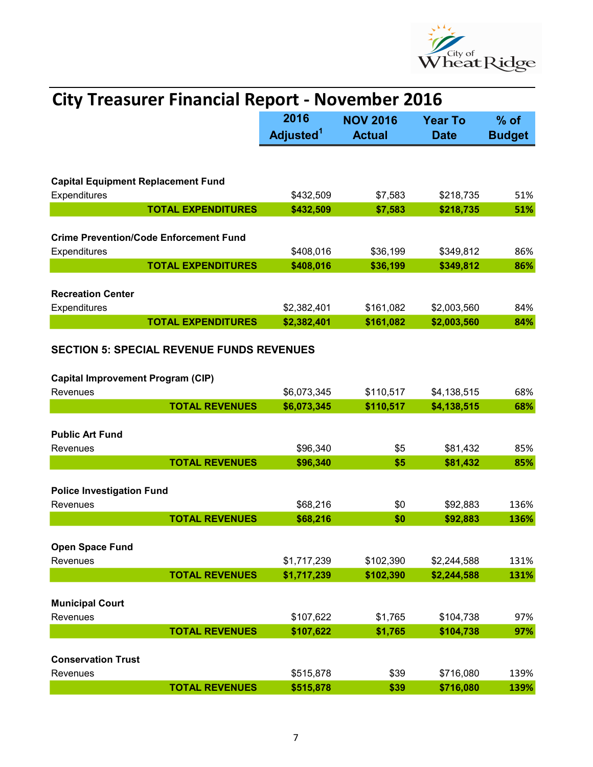# City Treasurer Financial Report - November 2016

| | 2016 Adjusted[1] | NOV 2016 Actual | Year To Date | % of Budget |
|---|---|---|---|---|
| **Capital Equipment Replacement Fund** | | | | |
| Expenditures | $432,509 | $7,583 | $218,735 | 51% |
| **TOTAL EXPENDITURES** | **$432,509** | **$7,583** | **$218,735** | **51%** |
| **Crime Prevention/Code Enforcement Fund** | | | | |
| Expenditures | $408,016 | $36,199 | $349,812 | 86% |
| **TOTAL EXPENDITURES** | **$408,016** | **$36,199** | **$349,812** | **86%** |
| **Recreation Center** | | | | |
| Expenditures | $2,382,401 | $161,082 | $2,003,560 | 84% |
| **TOTAL EXPENDITURES** | **$2,382,401** | **$161,082** | **$2,003,560** | **84%** |

## SECTION 5: SPECIAL REVENUE FUNDS REVENUES

| | 2016 Adjusted[1] | NOV 2016 Actual | Year To Date | % of Budget |
|---|---|---|---|---|
| **Capital Improvement Program (CIP)** | | | | |
| Revenues | $6,073,345 | $110,517 | $4,138,515 | 68% |
| **TOTAL REVENUES** | **$6,073,345** | **$110,517** | **$4,138,515** | **68%** |
| **Public Art Fund** | | | | |
| Revenues | $96,340 | $5 | $81,432 | 85% |
| **TOTAL REVENUES** | **$96,340** | **$5** | **$81,432** | **85%** |
| **Police Investigation Fund** | | | | |
| Revenues | $68,216 | $0 | $92,883 | 136% |
| **TOTAL REVENUES** | **$68,216** | **$0** | **$92,883** | **136%** |
| **Open Space Fund** | | | | |
| Revenues | $1,717,239 | $102,390 | $2,244,588 | 131% |
| **TOTAL REVENUES** | **$1,717,239** | **$102,390** | **$2,244,588** | **131%** |
| **Municipal Court** | | | | |
| Revenues | $107,622 | $1,765 | $104,738 | 97% |
| **TOTAL REVENUES** | **$107,622** | **$1,765** | **$104,738** | **97%** |
| **Conservation Trust** | | | | |
| Revenues | $515,878 | $39 | $716,080 | 139% |
| **TOTAL REVENUES** | **$515,878** | **$39** | **$716,080** | **139%** |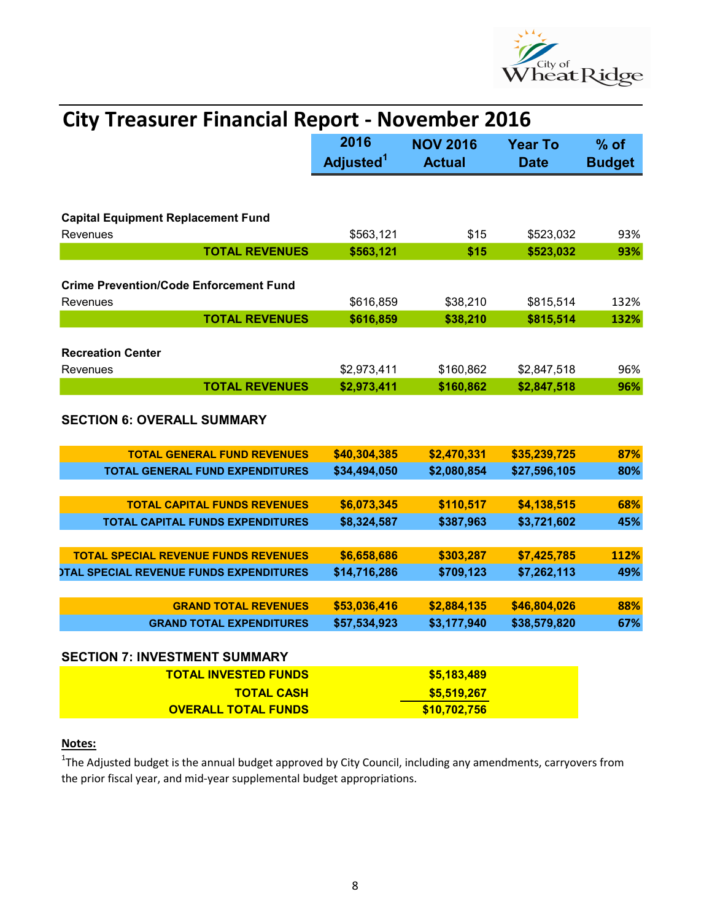# City Treasurer Financial Report - November 2016

| | 2016 Adjusted[1] | NOV 2016 Actual | Year To Date | % of Budget |
|---|---|---|---|---|
| **Capital Equipment Replacement Fund** | | | | |
| Revenues | $563,121 | $15 | $523,032 | 93% |
| **TOTAL REVENUES** | **$563,121** | **$15** | **$523,032** | **93%** |
| **Crime Prevention/Code Enforcement Fund** | | | | |
| Revenues | $616,859 | $38,210 | $815,514 | 132% |
| **TOTAL REVENUES** | **$616,859** | **$38,210** | **$815,514** | **132%** |
| **Recreation Center** | | | | |
| Revenues | $2,973,411 | $160,862 | $2,847,518 | 96% |
| **TOTAL REVENUES** | **$2,973,411** | **$160,862** | **$2,847,518** | **96%** |

## SECTION 6: OVERALL SUMMARY

| | 2016 Adjusted[1] | NOV 2016 Actual | Year To Date | % of Budget |
|---|---|---|---|---|
| **TOTAL GENERAL FUND REVENUES** | **$40,304,385** | **$2,470,331** | **$35,239,725** | **87%** |
| **TOTAL GENERAL FUND EXPENDITURES** | **$34,494,050** | **$2,080,854** | **$27,596,105** | **80%** |
| **TOTAL CAPITAL FUNDS REVENUES** | **$6,073,345** | **$110,517** | **$4,138,515** | **68%** |
| **TOTAL CAPITAL FUNDS EXPENDITURES** | **$8,324,587** | **$387,963** | **$3,721,602** | **45%** |
| **TOTAL SPECIAL REVENUE FUNDS REVENUES** | **$6,658,686** | **$303,287** | **$7,425,785** | **112%** |
| **TOTAL SPECIAL REVENUE FUNDS EXPENDITURES** | **$14,716,286** | **$709,123** | **$7,262,113** | **49%** |
| **GRAND TOTAL REVENUES** | **$53,036,416** | **$2,884,135** | **$46,804,026** | **88%** |
| **GRAND TOTAL EXPENDITURES** | **$57,534,923** | **$3,177,940** | **$38,579,820** | **67%** |

## SECTION 7: INVESTMENT SUMMARY

| | |
|---|---|
| **TOTAL INVESTED FUNDS** | **$5,183,489** |
| **TOTAL CASH** | **$5,519,267** |
| **OVERALL TOTAL FUNDS** | **$10,702,756** |

**Notes:**

[1]The Adjusted budget is the annual budget approved by City Council, including any amendments, carryovers from the prior fiscal year, and mid-year supplemental budget appropriations.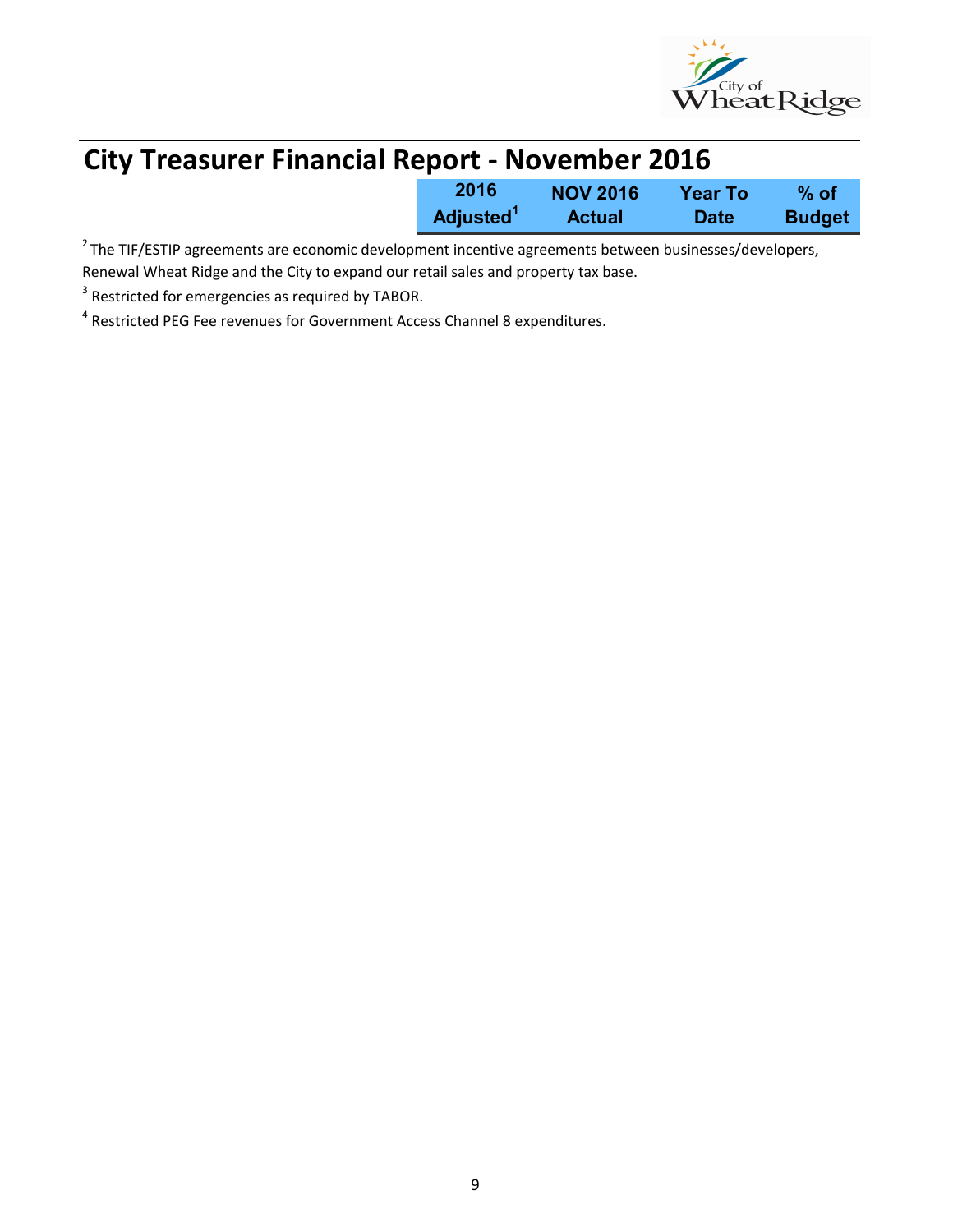# City Treasurer Financial Report - November 2016

| | 2016 Adjusted[1] | NOV 2016 Actual | Year To Date | % of Budget |
|---|---|---|---|---|

[2] The TIF/ESTIP agreements are economic development incentive agreements between businesses/developers, Renewal Wheat Ridge and the City to expand our retail sales and property tax base.

[3] Restricted for emergencies as required by TABOR.

[4] Restricted PEG Fee revenues for Government Access Channel 8 expenditures.